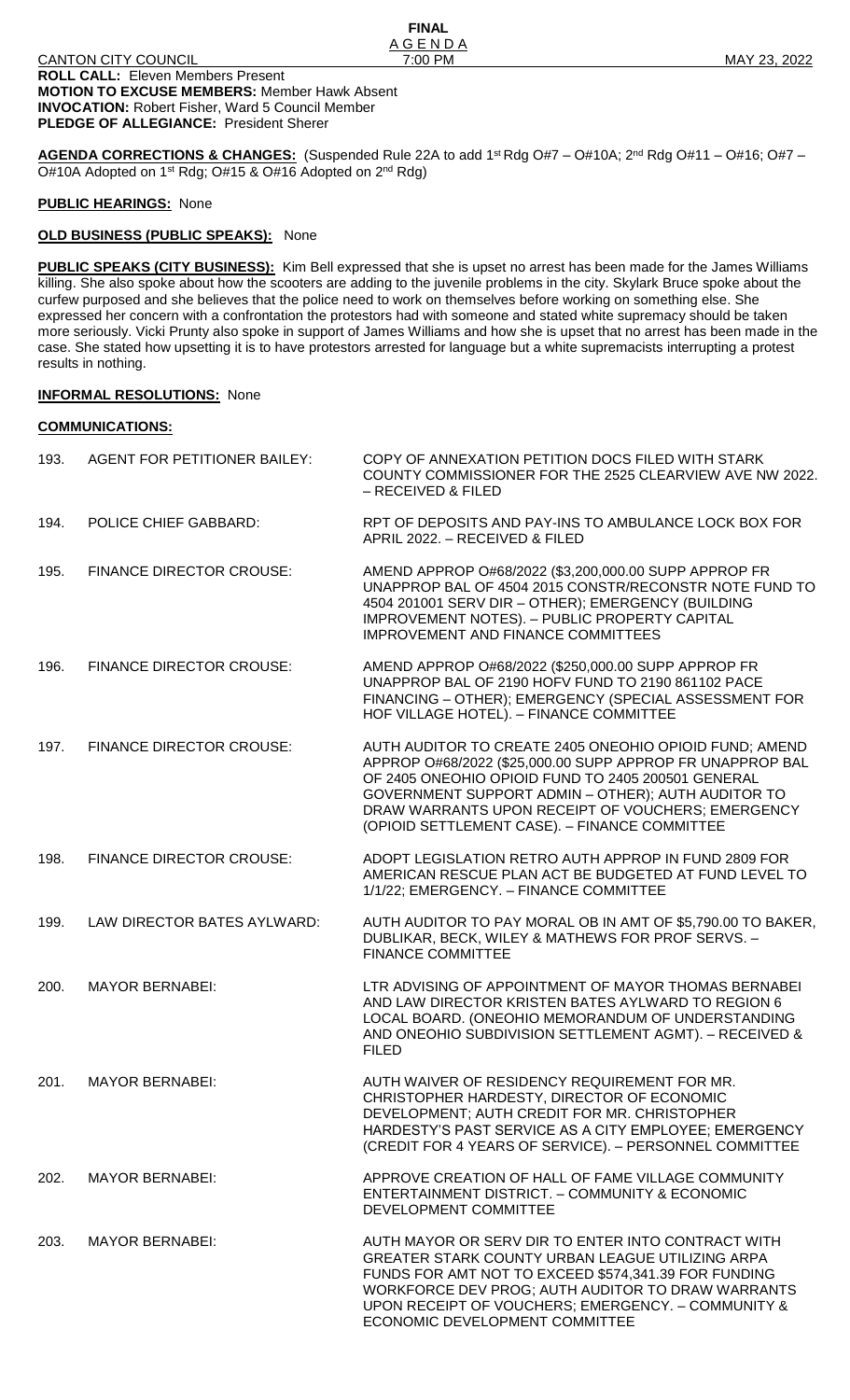**FINAL**
A G E N D A

CANTON CITY COUNCIL 7:00 PM MAY 23, 2022

**ROLL CALL:** Eleven Members Present
**MOTION TO EXCUSE MEMBERS:** Member Hawk Absent
**INVOCATION:** Robert Fisher, Ward 5 Council Member
**PLEDGE OF ALLEGIANCE:** President Sherer

**AGENDA CORRECTIONS & CHANGES:** (Suspended Rule 22A to add 1st Rdg O#7 – O#10A; 2nd Rdg O#11 – O#16; O#7 – O#10A Adopted on 1st Rdg; O#15 & O#16 Adopted on 2nd Rdg)

**PUBLIC HEARINGS:** None

**OLD BUSINESS (PUBLIC SPEAKS):** None

**PUBLIC SPEAKS (CITY BUSINESS):** Kim Bell expressed that she is upset no arrest has been made for the James Williams killing. She also spoke about how the scooters are adding to the juvenile problems in the city. Skylark Bruce spoke about the curfew purposed and she believes that the police need to work on themselves before working on something else. She expressed her concern with a confrontation the protestors had with someone and stated white supremacy should be taken more seriously. Vicki Prunty also spoke in support of James Williams and how she is upset that no arrest has been made in the case. She stated how upsetting it is to have protestors arrested for language but a white supremacists interrupting a protest results in nothing.

**INFORMAL RESOLUTIONS:** None

**COMMUNICATIONS:**

| | | |
|---|---|---|
| 193. | AGENT FOR PETITIONER BAILEY: | COPY OF ANNEXATION PETITION DOCS FILED WITH STARK COUNTY COMMISSIONER FOR THE 2525 CLEARVIEW AVE NW 2022. – RECEIVED & FILED |
| 194. | POLICE CHIEF GABBARD: | RPT OF DEPOSITS AND PAY-INS TO AMBULANCE LOCK BOX FOR APRIL 2022. – RECEIVED & FILED |
| 195. | FINANCE DIRECTOR CROUSE: | AMEND APPROP O#68/2022 ($3,200,000.00 SUPP APPROP FR UNAPPROP BAL OF 4504 2015 CONSTR/RECONSTR NOTE FUND TO 4504 201001 SERV DIR – OTHER); EMERGENCY (BUILDING IMPROVEMENT NOTES). – PUBLIC PROPERTY CAPITAL IMPROVEMENT AND FINANCE COMMITTEES |
| 196. | FINANCE DIRECTOR CROUSE: | AMEND APPROP O#68/2022 ($250,000.00 SUPP APPROP FR UNAPPROP BAL OF 2190 HOFV FUND TO 2190 861102 PACE FINANCING – OTHER); EMERGENCY (SPECIAL ASSESSMENT FOR HOF VILLAGE HOTEL). – FINANCE COMMITTEE |
| 197. | FINANCE DIRECTOR CROUSE: | AUTH AUDITOR TO CREATE 2405 ONEOHIO OPIOID FUND; AMEND APPROP O#68/2022 ($25,000.00 SUPP APPROP FR UNAPPROP BAL OF 2405 ONEOHIO OPIOID FUND TO 2405 200501 GENERAL GOVERNMENT SUPPORT ADMIN – OTHER); AUTH AUDITOR TO DRAW WARRANTS UPON RECEIPT OF VOUCHERS; EMERGENCY (OPIOID SETTLEMENT CASE). – FINANCE COMMITTEE |
| 198. | FINANCE DIRECTOR CROUSE: | ADOPT LEGISLATION RETRO AUTH APPROP IN FUND 2809 FOR AMERICAN RESCUE PLAN ACT BE BUDGETED AT FUND LEVEL TO 1/1/22; EMERGENCY. – FINANCE COMMITTEE |
| 199. | LAW DIRECTOR BATES AYLWARD: | AUTH AUDITOR TO PAY MORAL OB IN AMT OF $5,790.00 TO BAKER, DUBLIKAR, BECK, WILEY & MATHEWS FOR PROF SERVS. – FINANCE COMMITTEE |
| 200. | MAYOR BERNABEI: | LTR ADVISING OF APPOINTMENT OF MAYOR THOMAS BERNABEI AND LAW DIRECTOR KRISTEN BATES AYLWARD TO REGION 6 LOCAL BOARD. (ONEOHIO MEMORANDUM OF UNDERSTANDING AND ONEOHIO SUBDIVISION SETTLEMENT AGMT). – RECEIVED & FILED |
| 201. | MAYOR BERNABEI: | AUTH WAIVER OF RESIDENCY REQUIREMENT FOR MR. CHRISTOPHER HARDESTY, DIRECTOR OF ECONOMIC DEVELOPMENT; AUTH CREDIT FOR MR. CHRISTOPHER HARDESTY'S PAST SERVICE AS A CITY EMPLOYEE; EMERGENCY (CREDIT FOR 4 YEARS OF SERVICE). – PERSONNEL COMMITTEE |
| 202. | MAYOR BERNABEI: | APPROVE CREATION OF HALL OF FAME VILLAGE COMMUNITY ENTERTAINMENT DISTRICT. – COMMUNITY & ECONOMIC DEVELOPMENT COMMITTEE |
| 203. | MAYOR BERNABEI: | AUTH MAYOR OR SERV DIR TO ENTER INTO CONTRACT WITH GREATER STARK COUNTY URBAN LEAGUE UTILIZING ARPA FUNDS FOR AMT NOT TO EXCEED $574,341.39 FOR FUNDING WORKFORCE DEV PROG; AUTH AUDITOR TO DRAW WARRANTS UPON RECEIPT OF VOUCHERS; EMERGENCY. – COMMUNITY & ECONOMIC DEVELOPMENT COMMITTEE |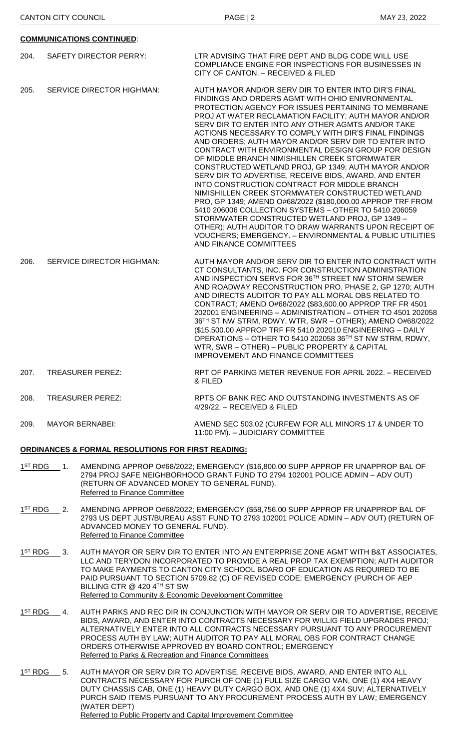**COMMUNICATIONS CONTINUED**:

204. SAFETY DIRECTOR PERRY: LTR ADVISING THAT FIRE DEPT AND BLDG CODE WILL USE COMPLIANCE ENGINE FOR INSPECTIONS FOR BUSINESSES IN CITY OF CANTON. – RECEIVED & FILED

205. SERVICE DIRECTOR HIGHMAN: AUTH MAYOR AND/OR SERV DIR TO ENTER INTO DIR'S FINAL FINDINGS AND ORDERS AGMT WITH OHIO ENIVRONMENTAL PROTECTION AGENCY FOR ISSUES PERTAINING TO MEMBRANE PROJ AT WATER RECLAMATION FACILITY; AUTH MAYOR AND/OR SERV DIR TO ENTER INTO ANY OTHER AGMTS AND/OR TAKE ACTIONS NECESSARY TO COMPLY WITH DIR'S FINAL FINDINGS AND ORDERS; AUTH MAYOR AND/OR SERV DIR TO ENTER INTO CONTRACT WITH ENVIRONMENTAL DESIGN GROUP FOR DESIGN OF MIDDLE BRANCH NIMISHILLEN CREEK STORMWATER CONSTRUCTED WETLAND PROJ, GP 1349; AUTH MAYOR AND/OR SERV DIR TO ADVERTISE, RECEIVE BIDS, AWARD, AND ENTER INTO CONSTRUCTION CONTRACT FOR MIDDLE BRANCH NIMISHILLEN CREEK STORMWATER CONSTRUCTED WETLAND PRO, GP 1349; AMEND O#68/2022 ($180,000.00 APPROP TRF FROM 5410 206006 COLLECTION SYSTEMS – OTHER TO 5410 206059 STORMWATER CONSTRUCTED WETLAND PROJ, GP 1349 – OTHER); AUTH AUDITOR TO DRAW WARRANTS UPON RECEIPT OF VOUCHERS; EMERGENCY. – ENVIRONMENTAL & PUBLIC UTILITIES AND FINANCE COMMITTEES

206. SERVICE DIRECTOR HIGHMAN: AUTH MAYOR AND/OR SERV DIR TO ENTER INTO CONTRACT WITH CT CONSULTANTS, INC. FOR CONSTRUCTION ADMINISTRATION AND INSPECTION SERVS FOR 36TH STREET NW STORM SEWER AND ROADWAY RECONSTRUCTION PRO, PHASE 2, GP 1270; AUTH AND DIRECTS AUDITOR TO PAY ALL MORAL OBS RELATED TO CONTRACT; AMEND O#68/2022 ($83,600.00 APPROP TRF FR 4501 202001 ENGINEERING – ADMINISTRATION – OTHER TO 4501 202058 36TH ST NW STRM, RDWY, WTR, SWR – OTHER); AMEND O#68/2022 ($15,500.00 APPROP TRF FR 5410 202010 ENGINEERING – DAILY OPERATIONS – OTHER TO 5410 202058 36TH ST NW STRM, RDWY, WTR, SWR – OTHER) – PUBLIC PROPERTY & CAPITAL IMPROVEMENT AND FINANCE COMMITTEES

207. TREASURER PEREZ: RPT OF PARKING METER REVENUE FOR APRIL 2022. – RECEIVED & FILED

208. TREASURER PEREZ: RPTS OF BANK REC AND OUTSTANDING INVESTMENTS AS OF 4/29/22. – RECEIVED & FILED

209. MAYOR BERNABEI: AMEND SEC 503.02 (CURFEW FOR ALL MINORS 17 & UNDER TO 11:00 PM). – JUDICIARY COMMITTEE

**ORDINANCES & FORMAL RESOLUTIONS FOR FIRST READING:**

1ST RDG 1. AMENDING APPROP O#68/2022; EMERGENCY ($16,800.00 SUPP APPROP FR UNAPPROP BAL OF 2794 PROJ SAFE NEIGHBORHOOD GRANT FUND TO 2794 102001 POLICE ADMIN – ADV OUT) (RETURN OF ADVANCED MONEY TO GENERAL FUND).
Referred to Finance Committee

1ST RDG 2. AMENDING APPROP O#68/2022; EMERGENCY ($58,756.00 SUPP APPROP FR UNAPPROP BAL OF 2793 US DEPT JUST/BUREAU ASST FUND TO 2793 102001 POLICE ADMIN – ADV OUT) (RETURN OF ADVANCED MONEY TO GENERAL FUND).
Referred to Finance Committee

1ST RDG 3. AUTH MAYOR OR SERV DIR TO ENTER INTO AN ENTERPRISE ZONE AGMT WITH B&T ASSOCIATES, LLC AND TERYDON INCORPORATED TO PROVIDE A REAL PROP TAX EXEMPTION; AUTH AUDITOR TO MAKE PAYMENTS TO CANTON CITY SCHOOL BOARD OF EDUCATION AS REQUIRED TO BE PAID PURSUANT TO SECTION 5709.82 (C) OF REVISED CODE; EMERGENCY (PURCH OF AEP BILLING CTR @ 420 4TH ST SW
Referred to Community & Economic Development Committee

1ST RDG 4. AUTH PARKS AND REC DIR IN CONJUNCTION WITH MAYOR OR SERV DIR TO ADVERTISE, RECEIVE BIDS, AWARD, AND ENTER INTO CONTRACTS NECESSARY FOR WILLIG FIELD UPGRADES PROJ; ALTERNATIVELY ENTER INTO ALL CONTRACTS NECESSARY PURSUANT TO ANY PROCUREMENT PROCESS AUTH BY LAW; AUTH AUDITOR TO PAY ALL MORAL OBS FOR CONTRACT CHANGE ORDERS OTHERWISE APPROVED BY BOARD CONTROL; EMERGENCY
Referred to Parks & Recreation and Finance Committees

1ST RDG 5. AUTH MAYOR OR SERV DIR TO ADVERTISE, RECEIVE BIDS, AWARD, AND ENTER INTO ALL CONTRACTS NECESSARY FOR PURCH OF ONE (1) FULL SIZE CARGO VAN, ONE (1) 4X4 HEAVY DUTY CHASSIS CAB, ONE (1) HEAVY DUTY CARGO BOX, AND ONE (1) 4X4 SUV; ALTERNATIVELY PURCH SAID ITEMS PURSUANT TO ANY PROCUREMENT PROCESS AUTH BY LAW; EMERGENCY (WATER DEPT)
Referred to Public Property and Capital Improvement Committee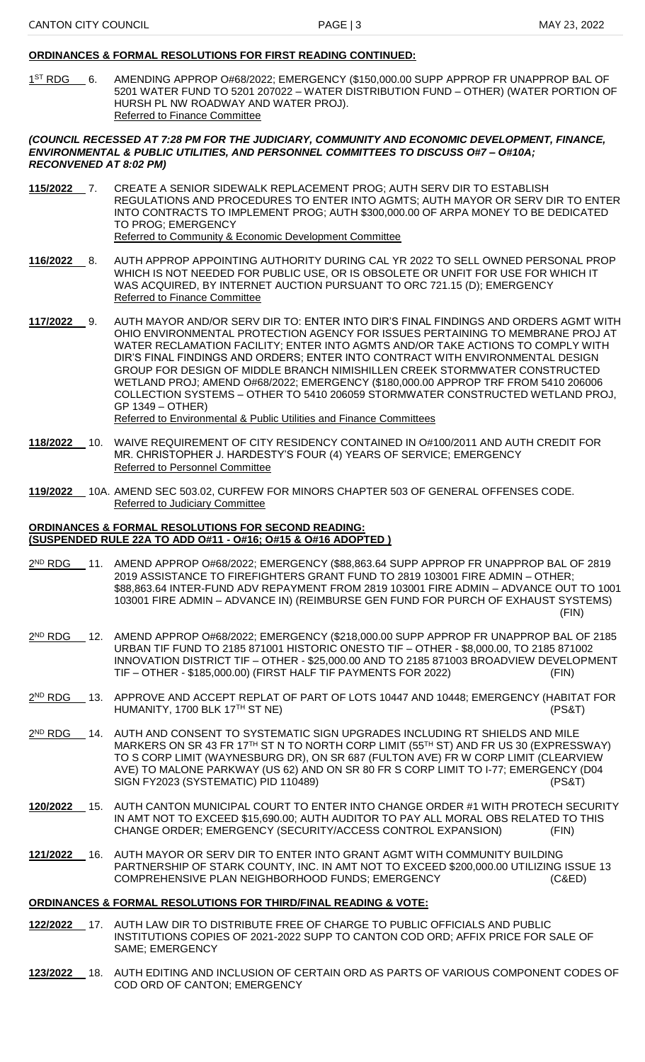**ORDINANCES & FORMAL RESOLUTIONS FOR FIRST READING CONTINUED:**

1ST RDG 6. AMENDING APPROP O#68/2022; EMERGENCY ($150,000.00 SUPP APPROP FR UNAPPROP BAL OF 5201 WATER FUND TO 5201 207022 – WATER DISTRIBUTION FUND – OTHER) (WATER PORTION OF HURSH PL NW ROADWAY AND WATER PROJ).
Referred to Finance Committee

***(COUNCIL RECESSED AT 7:28 PM FOR THE JUDICIARY, COMMUNITY AND ECONOMIC DEVELOPMENT, FINANCE, ENVIRONMENTAL & PUBLIC UTILITIES, AND PERSONNEL COMMITTEES TO DISCUSS O#7 – O#10A; RECONVENED AT 8:02 PM)***

**115/2022** 7. CREATE A SENIOR SIDEWALK REPLACEMENT PROG; AUTH SERV DIR TO ESTABLISH REGULATIONS AND PROCEDURES TO ENTER INTO AGMTS; AUTH MAYOR OR SERV DIR TO ENTER INTO CONTRACTS TO IMPLEMENT PROG; AUTH $300,000.00 OF ARPA MONEY TO BE DEDICATED TO PROG; EMERGENCY
Referred to Community & Economic Development Committee

**116/2022** 8. AUTH APPROP APPOINTING AUTHORITY DURING CAL YR 2022 TO SELL OWNED PERSONAL PROP WHICH IS NOT NEEDED FOR PUBLIC USE, OR IS OBSOLETE OR UNFIT FOR USE FOR WHICH IT WAS ACQUIRED, BY INTERNET AUCTION PURSUANT TO ORC 721.15 (D); EMERGENCY
Referred to Finance Committee

**117/2022** 9. AUTH MAYOR AND/OR SERV DIR TO: ENTER INTO DIR'S FINAL FINDINGS AND ORDERS AGMT WITH OHIO ENVIRONMENTAL PROTECTION AGENCY FOR ISSUES PERTAINING TO MEMBRANE PROJ AT WATER RECLAMATION FACILITY; ENTER INTO AGMTS AND/OR TAKE ACTIONS TO COMPLY WITH DIR'S FINAL FINDINGS AND ORDERS; ENTER INTO CONTRACT WITH ENVIRONMENTAL DESIGN GROUP FOR DESIGN OF MIDDLE BRANCH NIMISHILLEN CREEK STORMWATER CONSTRUCTED WETLAND PROJ; AMEND O#68/2022; EMERGENCY ($180,000.00 APPROP TRF FROM 5410 206006 COLLECTION SYSTEMS – OTHER TO 5410 206059 STORMWATER CONSTRUCTED WETLAND PROJ, GP 1349 – OTHER)
Referred to Environmental & Public Utilities and Finance Committees

**118/2022** 10. WAIVE REQUIREMENT OF CITY RESIDENCY CONTAINED IN O#100/2011 AND AUTH CREDIT FOR MR. CHRISTOPHER J. HARDESTY'S FOUR (4) YEARS OF SERVICE; EMERGENCY
Referred to Personnel Committee

**119/2022** 10A. AMEND SEC 503.02, CURFEW FOR MINORS CHAPTER 503 OF GENERAL OFFENSES CODE.
Referred to Judiciary Committee

**ORDINANCES & FORMAL RESOLUTIONS FOR SECOND READING:**
**(SUSPENDED RULE 22A TO ADD O#11 - O#16; O#15 & O#16 ADOPTED )**

2ND RDG 11. AMEND APPROP O#68/2022; EMERGENCY ($88,863.64 SUPP APPROP FR UNAPPROP BAL OF 2819 2019 ASSISTANCE TO FIREFIGHTERS GRANT FUND TO 2819 103001 FIRE ADMIN – OTHER; $88,863.64 INTER-FUND ADV REPAYMENT FROM 2819 103001 FIRE ADMIN – ADVANCE OUT TO 1001 103001 FIRE ADMIN – ADVANCE IN) (REIMBURSE GEN FUND FOR PURCH OF EXHAUST SYSTEMS) (FIN)

2ND RDG 12. AMEND APPROP O#68/2022; EMERGENCY ($218,000.00 SUPP APPROP FR UNAPPROP BAL OF 2185 URBAN TIF FUND TO 2185 871001 HISTORIC ONESTO TIF – OTHER - $8,000.00, TO 2185 871002 INNOVATION DISTRICT TIF – OTHER - $25,000.00 AND TO 2185 871003 BROADVIEW DEVELOPMENT TIF – OTHER - $185,000.00) (FIRST HALF TIF PAYMENTS FOR 2022) (FIN)

2ND RDG 13. APPROVE AND ACCEPT REPLAT OF PART OF LOTS 10447 AND 10448; EMERGENCY (HABITAT FOR HUMANITY, 1700 BLK 17TH ST NE) (PS&T)

2ND RDG 14. AUTH AND CONSENT TO SYSTEMATIC SIGN UPGRADES INCLUDING RT SHIELDS AND MILE MARKERS ON SR 43 FR 17TH ST N TO NORTH CORP LIMIT (55TH ST) AND FR US 30 (EXPRESSWAY) TO S CORP LIMIT (WAYNESBURG DR), ON SR 687 (FULTON AVE) FR W CORP LIMIT (CLEARVIEW AVE) TO MALONE PARKWAY (US 62) AND ON SR 80 FR S CORP LIMIT TO I-77; EMERGENCY (D04 SIGN FY2023 (SYSTEMATIC) PID 110489) (PS&T)

**120/2022** 15. AUTH CANTON MUNICIPAL COURT TO ENTER INTO CHANGE ORDER #1 WITH PROTECH SECURITY IN AMT NOT TO EXCEED $15,690.00; AUTH AUDITOR TO PAY ALL MORAL OBS RELATED TO THIS CHANGE ORDER; EMERGENCY (SECURITY/ACCESS CONTROL EXPANSION) (FIN)

**121/2022** 16. AUTH MAYOR OR SERV DIR TO ENTER INTO GRANT AGMT WITH COMMUNITY BUILDING PARTNERSHIP OF STARK COUNTY, INC. IN AMT NOT TO EXCEED $200,000.00 UTILIZING ISSUE 13 COMPREHENSIVE PLAN NEIGHBORHOOD FUNDS; EMERGENCY (C&ED)

**ORDINANCES & FORMAL RESOLUTIONS FOR THIRD/FINAL READING & VOTE:**

**122/2022** 17. AUTH LAW DIR TO DISTRIBUTE FREE OF CHARGE TO PUBLIC OFFICIALS AND PUBLIC INSTITUTIONS COPIES OF 2021-2022 SUPP TO CANTON COD ORD; AFFIX PRICE FOR SALE OF SAME; EMERGENCY

**123/2022** 18. AUTH EDITING AND INCLUSION OF CERTAIN ORD AS PARTS OF VARIOUS COMPONENT CODES OF COD ORD OF CANTON; EMERGENCY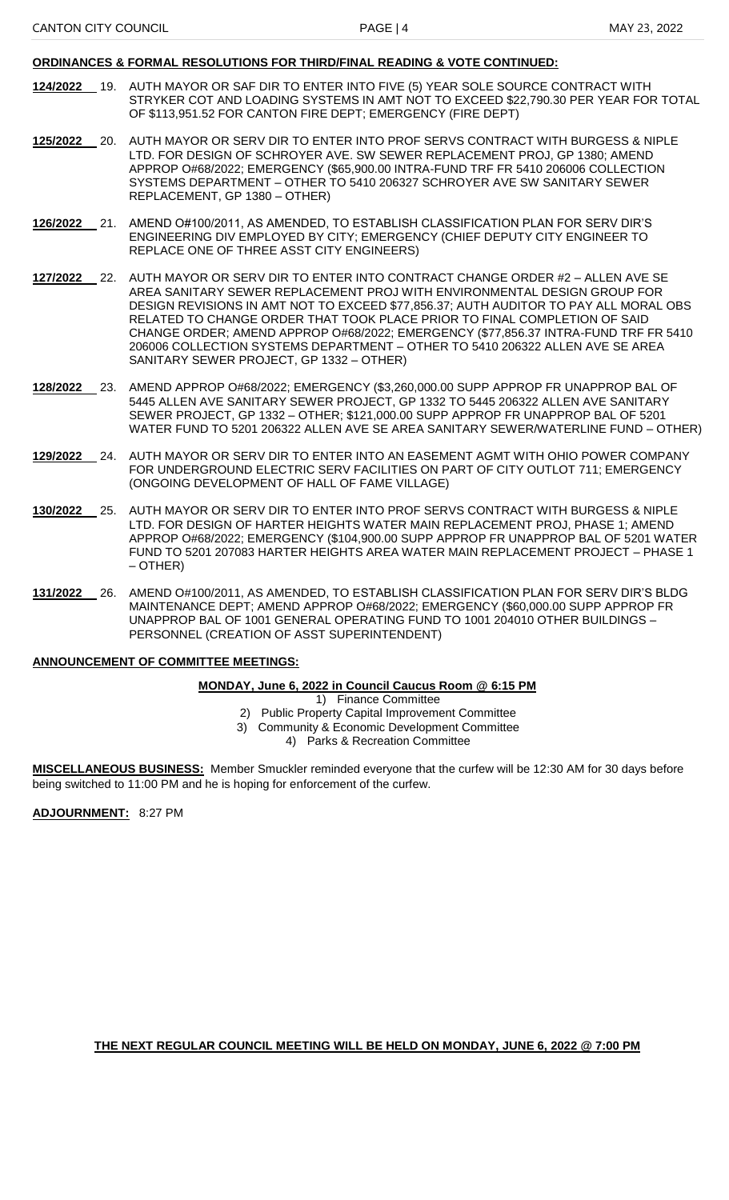**ORDINANCES & FORMAL RESOLUTIONS FOR THIRD/FINAL READING & VOTE CONTINUED:**

**124/2022** 19. AUTH MAYOR OR SAF DIR TO ENTER INTO FIVE (5) YEAR SOLE SOURCE CONTRACT WITH STRYKER COT AND LOADING SYSTEMS IN AMT NOT TO EXCEED $22,790.30 PER YEAR FOR TOTAL OF $113,951.52 FOR CANTON FIRE DEPT; EMERGENCY (FIRE DEPT)

**125/2022** 20. AUTH MAYOR OR SERV DIR TO ENTER INTO PROF SERVS CONTRACT WITH BURGESS & NIPLE LTD. FOR DESIGN OF SCHROYER AVE. SW SEWER REPLACEMENT PROJ, GP 1380; AMEND APPROP O#68/2022; EMERGENCY ($65,900.00 INTRA-FUND TRF FR 5410 206006 COLLECTION SYSTEMS DEPARTMENT – OTHER TO 5410 206327 SCHROYER AVE SW SANITARY SEWER REPLACEMENT, GP 1380 – OTHER)

**126/2022** 21. AMEND O#100/2011, AS AMENDED, TO ESTABLISH CLASSIFICATION PLAN FOR SERV DIR'S ENGINEERING DIV EMPLOYED BY CITY; EMERGENCY (CHIEF DEPUTY CITY ENGINEER TO REPLACE ONE OF THREE ASST CITY ENGINEERS)

**127/2022** 22. AUTH MAYOR OR SERV DIR TO ENTER INTO CONTRACT CHANGE ORDER #2 – ALLEN AVE SE AREA SANITARY SEWER REPLACEMENT PROJ WITH ENVIRONMENTAL DESIGN GROUP FOR DESIGN REVISIONS IN AMT NOT TO EXCEED $77,856.37; AUTH AUDITOR TO PAY ALL MORAL OBS RELATED TO CHANGE ORDER THAT TOOK PLACE PRIOR TO FINAL COMPLETION OF SAID CHANGE ORDER; AMEND APPROP O#68/2022; EMERGENCY ($77,856.37 INTRA-FUND TRF FR 5410 206006 COLLECTION SYSTEMS DEPARTMENT – OTHER TO 5410 206322 ALLEN AVE SE AREA SANITARY SEWER PROJECT, GP 1332 – OTHER)

**128/2022** 23. AMEND APPROP O#68/2022; EMERGENCY ($3,260,000.00 SUPP APPROP FR UNAPPROP BAL OF 5445 ALLEN AVE SANITARY SEWER PROJECT, GP 1332 TO 5445 206322 ALLEN AVE SANITARY SEWER PROJECT, GP 1332 – OTHER; $121,000.00 SUPP APPROP FR UNAPPROP BAL OF 5201 WATER FUND TO 5201 206322 ALLEN AVE SE AREA SANITARY SEWER/WATERLINE FUND – OTHER)

**129/2022** 24. AUTH MAYOR OR SERV DIR TO ENTER INTO AN EASEMENT AGMT WITH OHIO POWER COMPANY FOR UNDERGROUND ELECTRIC SERV FACILITIES ON PART OF CITY OUTLOT 711; EMERGENCY (ONGOING DEVELOPMENT OF HALL OF FAME VILLAGE)

**130/2022** 25. AUTH MAYOR OR SERV DIR TO ENTER INTO PROF SERVS CONTRACT WITH BURGESS & NIPLE LTD. FOR DESIGN OF HARTER HEIGHTS WATER MAIN REPLACEMENT PROJ, PHASE 1; AMEND APPROP O#68/2022; EMERGENCY ($104,900.00 SUPP APPROP FR UNAPPROP BAL OF 5201 WATER FUND TO 5201 207083 HARTER HEIGHTS AREA WATER MAIN REPLACEMENT PROJECT – PHASE 1 – OTHER)

**131/2022** 26. AMEND O#100/2011, AS AMENDED, TO ESTABLISH CLASSIFICATION PLAN FOR SERV DIR'S BLDG MAINTENANCE DEPT; AMEND APPROP O#68/2022; EMERGENCY ($60,000.00 SUPP APPROP FR UNAPPROP BAL OF 1001 GENERAL OPERATING FUND TO 1001 204010 OTHER BUILDINGS – PERSONNEL (CREATION OF ASST SUPERINTENDENT)

**ANNOUNCEMENT OF COMMITTEE MEETINGS:**

**MONDAY, June 6, 2022 in Council Caucus Room @ 6:15 PM**

1) Finance Committee
2) Public Property Capital Improvement Committee
3) Community & Economic Development Committee
4) Parks & Recreation Committee

**MISCELLANEOUS BUSINESS:** Member Smuckler reminded everyone that the curfew will be 12:30 AM for 30 days before being switched to 11:00 PM and he is hoping for enforcement of the curfew.

**ADJOURNMENT:** 8:27 PM

**THE NEXT REGULAR COUNCIL MEETING WILL BE HELD ON MONDAY, JUNE 6, 2022 @ 7:00 PM**